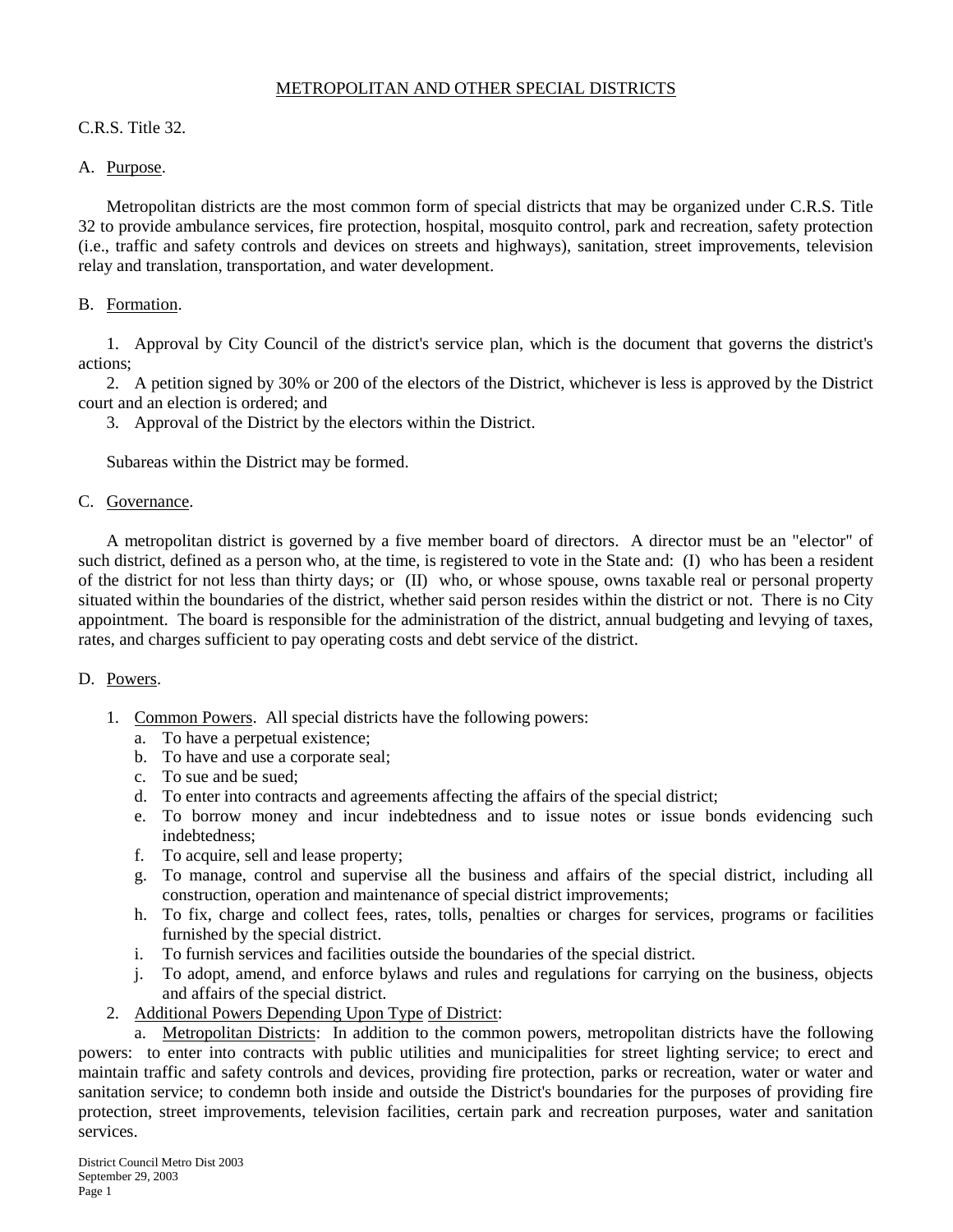# METROPOLITAN AND OTHER SPECIAL DISTRICTS

C.R.S. Title 32.

## A. Purpose.

Metropolitan districts are the most common form of special districts that may be organized under C.R.S. Title 32 to provide ambulance services, fire protection, hospital, mosquito control, park and recreation, safety protection (i.e., traffic and safety controls and devices on streets and highways), sanitation, street improvements, television relay and translation, transportation, and water development.

## B. Formation.

1. Approval by City Council of the district's service plan, which is the document that governs the district's actions;
2. A petition signed by 30% or 200 of the electors of the District, whichever is less is approved by the District court and an election is ordered; and
3. Approval of the District by the electors within the District.

Subareas within the District may be formed.

## C. Governance.

A metropolitan district is governed by a five member board of directors. A director must be an "elector" of such district, defined as a person who, at the time, is registered to vote in the State and: (I) who has been a resident of the district for not less than thirty days; or (II) who, or whose spouse, owns taxable real or personal property situated within the boundaries of the district, whether said person resides within the district or not. There is no City appointment. The board is responsible for the administration of the district, annual budgeting and levying of taxes, rates, and charges sufficient to pay operating costs and debt service of the district.

## D. Powers.

1. Common Powers. All special districts have the following powers:
   a. To have a perpetual existence;
   b. To have and use a corporate seal;
   c. To sue and be sued;
   d. To enter into contracts and agreements affecting the affairs of the special district;
   e. To borrow money and incur indebtedness and to issue notes or issue bonds evidencing such indebtedness;
   f. To acquire, sell and lease property;
   g. To manage, control and supervise all the business and affairs of the special district, including all construction, operation and maintenance of special district improvements;
   h. To fix, charge and collect fees, rates, tolls, penalties or charges for services, programs or facilities furnished by the special district.
   i. To furnish services and facilities outside the boundaries of the special district.
   j. To adopt, amend, and enforce bylaws and rules and regulations for carrying on the business, objects and affairs of the special district.
2. Additional Powers Depending Upon Type of District:

   a. Metropolitan Districts: In addition to the common powers, metropolitan districts have the following powers: to enter into contracts with public utilities and municipalities for street lighting service; to erect and maintain traffic and safety controls and devices, providing fire protection, parks or recreation, water or water and sanitation service; to condemn both inside and outside the District's boundaries for the purposes of providing fire protection, street improvements, television facilities, certain park and recreation purposes, water and sanitation services.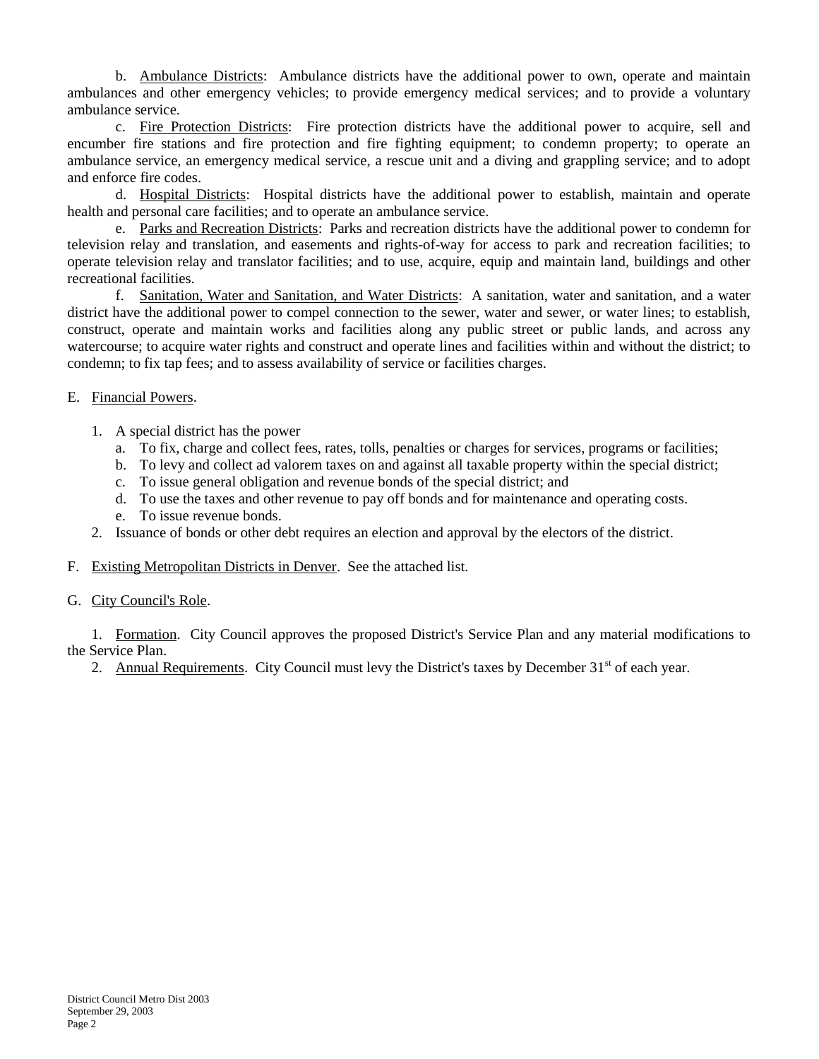b. Ambulance Districts: Ambulance districts have the additional power to own, operate and maintain ambulances and other emergency vehicles; to provide emergency medical services; and to provide a voluntary ambulance service.

c. Fire Protection Districts: Fire protection districts have the additional power to acquire, sell and encumber fire stations and fire protection and fire fighting equipment; to condemn property; to operate an ambulance service, an emergency medical service, a rescue unit and a diving and grappling service; and to adopt and enforce fire codes.

d. Hospital Districts: Hospital districts have the additional power to establish, maintain and operate health and personal care facilities; and to operate an ambulance service.

e. Parks and Recreation Districts: Parks and recreation districts have the additional power to condemn for television relay and translation, and easements and rights-of-way for access to park and recreation facilities; to operate television relay and translator facilities; and to use, acquire, equip and maintain land, buildings and other recreational facilities.

f. Sanitation, Water and Sanitation, and Water Districts: A sanitation, water and sanitation, and a water district have the additional power to compel connection to the sewer, water and sewer, or water lines; to establish, construct, operate and maintain works and facilities along any public street or public lands, and across any watercourse; to acquire water rights and construct and operate lines and facilities within and without the district; to condemn; to fix tap fees; and to assess availability of service or facilities charges.

E. Financial Powers.

1. A special district has the power
   a. To fix, charge and collect fees, rates, tolls, penalties or charges for services, programs or facilities;
   b. To levy and collect ad valorem taxes on and against all taxable property within the special district;
   c. To issue general obligation and revenue bonds of the special district; and
   d. To use the taxes and other revenue to pay off bonds and for maintenance and operating costs.
   e. To issue revenue bonds.
2. Issuance of bonds or other debt requires an election and approval by the electors of the district.

F. Existing Metropolitan Districts in Denver. See the attached list.

G. City Council's Role.

1. Formation. City Council approves the proposed District's Service Plan and any material modifications to the Service Plan.
2. Annual Requirements. City Council must levy the District's taxes by December 31st of each year.